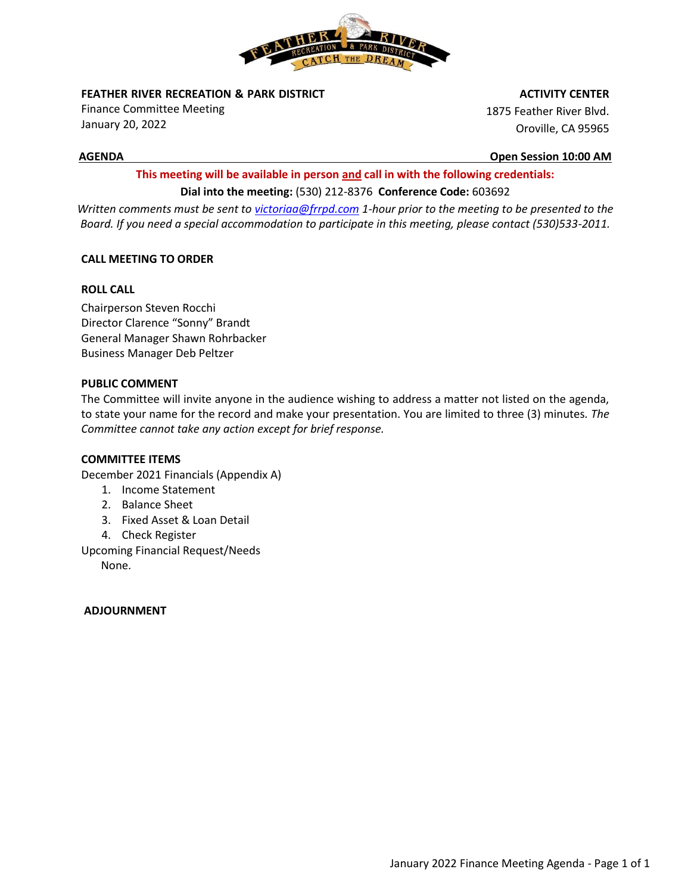**FEATHER RIVER RECREATION & PARK DISTRICT**
Finance Committee Meeting
January 20, 2022

**ACTIVITY CENTER**
1875 Feather River Blvd.
Oroville, CA 95965

**AGENDA** **Open Session 10:00 AM**

**This meeting will be available in person and call in with the following credentials:**

**Dial into the meeting:** (530) 212-8376 **Conference Code:** 603692

*Written comments must be sent to victoriaa@frrpd.com 1-hour prior to the meeting to be presented to the Board. If you need a special accommodation to participate in this meeting, please contact (530)533-2011.*

**CALL MEETING TO ORDER**

**ROLL CALL**

Chairperson Steven Rocchi
Director Clarence "Sonny" Brandt
General Manager Shawn Rohrbacker
Business Manager Deb Peltzer

**PUBLIC COMMENT**

The Committee will invite anyone in the audience wishing to address a matter not listed on the agenda, to state your name for the record and make your presentation. You are limited to three (3) minutes. *The Committee cannot take any action except for brief response.*

**COMMITTEE ITEMS**

December 2021 Financials (Appendix A)

1. Income Statement
2. Balance Sheet
3. Fixed Asset & Loan Detail
4. Check Register

Upcoming Financial Request/Needs

None.

**ADJOURNMENT**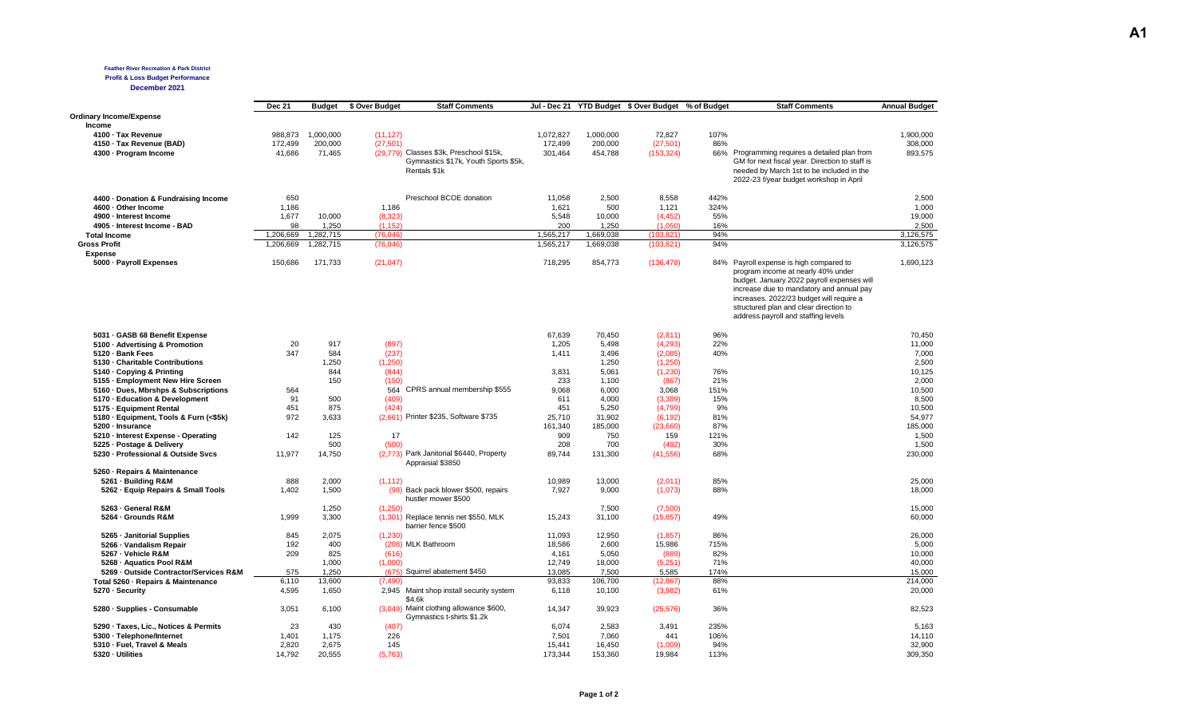**A1**

**Feather River Recreation & Park District**
**Profit & Loss Budget Performance**
**December 2021**

| | Dec 21 | Budget | $ Over Budget | Staff Comments | Jul - Dec 21 | YTD Budget | $ Over Budget | % of Budget | Staff Comments | Annual Budget |
|---|---|---|---|---|---|---|---|---|---|---|
| **Ordinary Income/Expense** | | | | | | | | | | |
| **Income** | | | | | | | | | | |
| 4100 · Tax Revenue | 988,873 | 1,000,000 | (11,127) | | 1,072,827 | 1,000,000 | 72,827 | 107% | | 1,900,000 |
| 4150 · Tax Revenue (BAD) | 172,499 | 200,000 | (27,501) | | 172,499 | 200,000 | (27,501) | 86% | | 308,000 |
| 4300 · Program Income | 41,686 | 71,465 | (29,779) | Classes $3k, Preschool $15k, Gymnastics $17k, Youth Sports $5k, Rentals $1k | 301,464 | 454,788 | (153,324) | 66% | Programming requires a detailed plan from GM for next fiscal year. Direction to staff is needed by March 1st to be included in the 2022-23 f/year budget workshop in April | 893,575 |
| 4400 · Donation & Fundraising Income | 650 | | | Preschool BCOE donation | 11,058 | 2,500 | 8,558 | 442% | | 2,500 |
| 4600 · Other Income | 1,186 | | 1,186 | | 1,621 | 500 | 1,121 | 324% | | 1,000 |
| 4900 · Interest Income | 1,677 | 10,000 | (8,323) | | 5,548 | 10,000 | (4,452) | 55% | | 19,000 |
| 4905 · Interest Income - BAD | 98 | 1,250 | (1,152) | | 200 | 1,250 | (1,050) | 16% | | 2,500 |
| **Total Income** | 1,206,669 | 1,282,715 | (76,046) | | 1,565,217 | 1,669,038 | (103,821) | 94% | | 3,126,575 |
| **Gross Profit** | 1,206,669 | 1,282,715 | (76,046) | | 1,565,217 | 1,669,038 | (103,821) | 94% | | 3,126,575 |
| **Expense** | | | | | | | | | | |
| 5000 · Payroll Expenses | 150,686 | 171,733 | (21,047) | | 718,295 | 854,773 | (136,478) | 84% | Payroll expense is high compared to program income at nearly 40% under budget. January 2022 payroll expenses will increase due to mandatory and annual pay increases. 2022/23 budget will require a structured plan and clear direction to address payroll and staffing levels | 1,690,123 |
| 5031 · GASB 68 Benefit Expense | | | | | 67,639 | 70,450 | (2,811) | 96% | | 70,450 |
| 5100 · Advertising & Promotion | 20 | 917 | (897) | | 1,205 | 5,498 | (4,293) | 22% | | 11,000 |
| 5120 · Bank Fees | 347 | 584 | (237) | | 1,411 | 3,496 | (2,085) | 40% | | 7,000 |
| 5130 · Charitable Contributions | | 1,250 | (1,250) | | | 1,250 | (1,250) | | | 2,500 |
| 5140 · Copying & Printing | | 844 | (844) | | 3,831 | 5,061 | (1,230) | 76% | | 10,125 |
| 5155 · Employment New Hire Screen | | 150 | (150) | | 233 | 1,100 | (867) | 21% | | 2,000 |
| 5160 · Dues, Mbrshps & Subscriptions | 564 | | 564 | CPRS annual membership $555 | 9,068 | 6,000 | 3,068 | 151% | | 10,500 |
| 5170 · Education & Development | 91 | 500 | (409) | | 611 | 4,000 | (3,389) | 15% | | 8,500 |
| 5175 · Equipment Rental | 451 | 875 | (424) | | 451 | 5,250 | (4,799) | 9% | | 10,500 |
| 5180 · Equipment, Tools & Furn (<$5k) | 972 | 3,633 | (2,661) | Printer $235, Software $735 | 25,710 | 31,902 | (6,192) | 81% | | 54,977 |
| 5200 · Insurance | | | | | 161,340 | 185,000 | (23,660) | 87% | | 185,000 |
| 5210 · Interest Expense - Operating | 142 | 125 | 17 | | 909 | 750 | 159 | 121% | | 1,500 |
| 5225 · Postage & Delivery | | 500 | (500) | | 208 | 700 | (492) | 30% | | 1,500 |
| 5230 · Professional & Outside Svcs | 11,977 | 14,750 | (2,773) | Park Janitorial $6440, Property Appraisial $3850 | 89,744 | 131,300 | (41,556) | 68% | | 230,000 |
| 5260 · Repairs & Maintenance | | | | | | | | | | |
| 5261 · Building R&M | 888 | 2,000 | (1,112) | | 10,989 | 13,000 | (2,011) | 85% | | 25,000 |
| 5262 · Equip Repairs & Small Tools | 1,402 | 1,500 | (98) | Back pack blower $500, repairs hustler mower $500 | 7,927 | 9,000 | (1,073) | 88% | | 18,000 |
| 5263 · General R&M | | 1,250 | (1,250) | | | 7,500 | (7,500) | | | 15,000 |
| 5264 · Grounds R&M | 1,999 | 3,300 | (1,301) | Replace tennis net $550, MLK barrier fence $500 | 15,243 | 31,100 | (15,857) | 49% | | 60,000 |
| 5265 · Janitorial Supplies | 845 | 2,075 | (1,230) | | 11,093 | 12,950 | (1,857) | 86% | | 26,000 |
| 5266 · Vandalism Repair | 192 | 400 | (208) | MLK Bathroom | 18,586 | 2,600 | 15,986 | 715% | | 5,000 |
| 5267 · Vehicle R&M | 209 | 825 | (616) | | 4,161 | 5,050 | (889) | 82% | | 10,000 |
| 5268 · Aquatics Pool R&M | | 1,000 | (1,000) | | 12,749 | 18,000 | (5,251) | 71% | | 40,000 |
| 5269 · Outside Contractor/Services R&M | 575 | 1,250 | (675) | Squirrel abatement $450 | 13,085 | 7,500 | 5,585 | 174% | | 15,000 |
| Total 5260 · Repairs & Maintenance | 6,110 | 13,600 | (7,490) | | 93,833 | 106,700 | (12,867) | 88% | | 214,000 |
| 5270 · Security | 4,595 | 1,650 | 2,945 | Maint shop install security system $4.6k | 6,118 | 10,100 | (3,982) | 61% | | 20,000 |
| 5280 · Supplies - Consumable | 3,051 | 6,100 | (3,049) | Maint clothing allowance $600, Gymnastics t-shirts $1.2k | 14,347 | 39,923 | (25,576) | 36% | | 82,523 |
| 5290 · Taxes, Lic., Notices & Permits | 23 | 430 | (407) | | 6,074 | 2,583 | 3,491 | 235% | | 5,163 |
| 5300 · Telephone/Internet | 1,401 | 1,175 | 226 | | 7,501 | 7,060 | 441 | 106% | | 14,110 |
| 5310 · Fuel, Travel & Meals | 2,820 | 2,675 | 145 | | 15,441 | 16,450 | (1,009) | 94% | | 32,900 |
| 5320 · Utilities | 14,792 | 20,555 | (5,763) | | 173,344 | 153,360 | 19,984 | 113% | | 309,350 |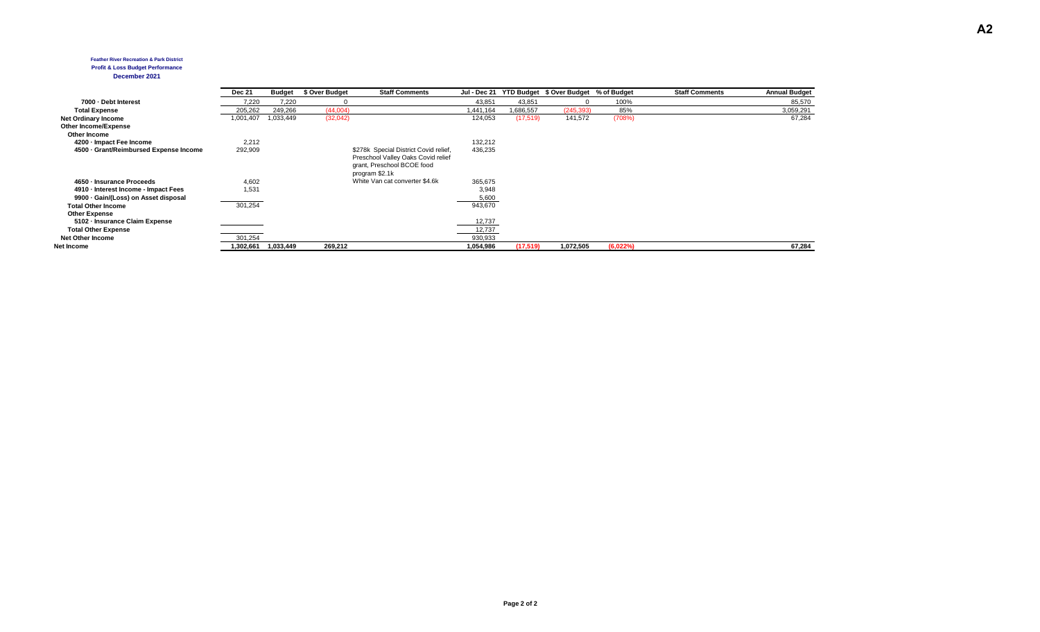**Feather River Recreation & Park District**

**Profit & Loss Budget Performance**

**December 2021**

| | Dec 21 | Budget | $ Over Budget | Staff Comments | Jul - Dec 21 | YTD Budget | $ Over Budget | % of Budget | Staff Comments | Annual Budget |
|---|---|---|---|---|---|---|---|---|---|---|
| 7000 · Debt Interest | 7,220 | 7,220 | 0 | | 43,851 | 43,851 | 0 | 100% | | 85,570 |
| Total Expense | 205,262 | 249,266 | (44,004) | | 1,441,164 | 1,686,557 | (245,393) | 85% | | 3,059,291 |
| Net Ordinary Income | 1,001,407 | 1,033,449 | (32,042) | | 124,053 | (17,519) | 141,572 | (708%) | | 67,284 |
| Other Income/Expense | | | | | | | | | | |
| Other Income | | | | | | | | | | |
| 4200 · Impact Fee Income | 2,212 | | | | 132,212 | | | | | |
| 4500 · Grant/Reimbursed Expense Income | 292,909 | | | $278k Special District Covid relief, Preschool Valley Oaks Covid relief grant, Preschool BCOE food program $2.1k | 436,235 | | | | | |
| 4650 · Insurance Proceeds | 4,602 | | | White Van cat converter $4.6k | 365,675 | | | | | |
| 4910 · Interest Income - Impact Fees | 1,531 | | | | 3,948 | | | | | |
| 9900 · Gain/(Loss) on Asset disposal | | | | | 5,600 | | | | | |
| Total Other Income | 301,254 | | | | 943,670 | | | | | |
| Other Expense | | | | | | | | | | |
| 5102 · Insurance Claim Expense | | | | | 12,737 | | | | | |
| Total Other Expense | | | | | 12,737 | | | | | |
| Net Other Income | 301,254 | | | | 930,933 | | | | | |
| Net Income | 1,302,661 | 1,033,449 | 269,212 | | 1,054,986 | (17,519) | 1,072,505 | (6,022%) | | 67,284 |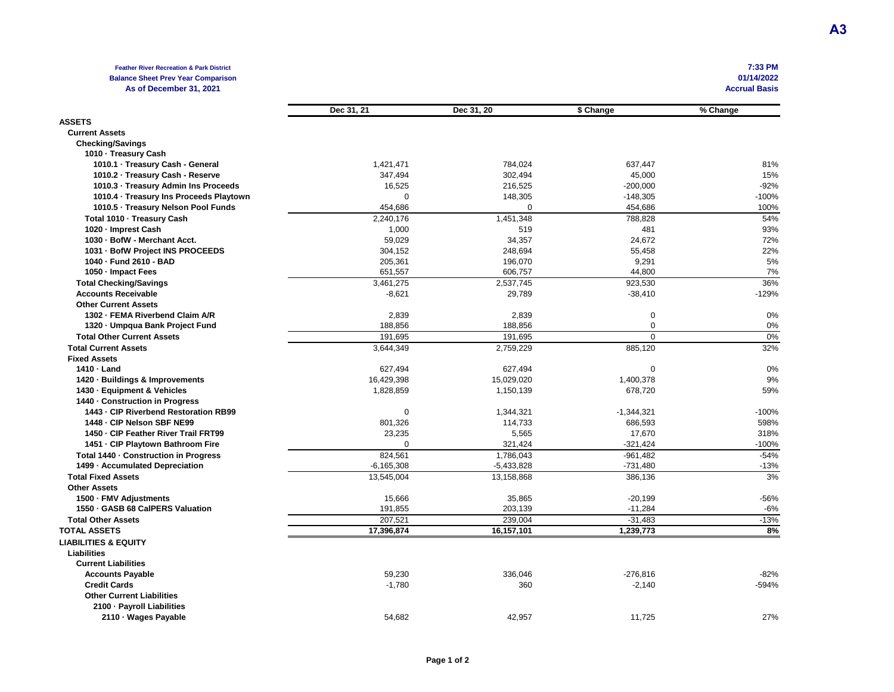A3

**Feather River Recreation & Park District**
**Balance Sheet Prev Year Comparison**
**As of December 31, 2021**

**7:33 PM**
**01/14/2022**
**Accrual Basis**

| | Dec 31, 21 | Dec 31, 20 | $ Change | % Change |
|---|---|---|---|---|
| **ASSETS** | | | | |
| **Current Assets** | | | | |
| **Checking/Savings** | | | | |
| **1010 · Treasury Cash** | | | | |
| **1010.1 · Treasury Cash - General** | 1,421,471 | 784,024 | 637,447 | 81% |
| **1010.2 · Treasury Cash - Reserve** | 347,494 | 302,494 | 45,000 | 15% |
| **1010.3 · Treasury Admin Ins Proceeds** | 16,525 | 216,525 | -200,000 | -92% |
| **1010.4 · Treasury Ins Proceeds Playtown** | 0 | 148,305 | -148,305 | -100% |
| **1010.5 · Treasury Nelson Pool Funds** | 454,686 | 0 | 454,686 | 100% |
| **Total 1010 · Treasury Cash** | 2,240,176 | 1,451,348 | 788,828 | 54% |
| **1020 · Imprest Cash** | 1,000 | 519 | 481 | 93% |
| **1030 · BofW - Merchant Acct.** | 59,029 | 34,357 | 24,672 | 72% |
| **1031 · BofW Project INS PROCEEDS** | 304,152 | 248,694 | 55,458 | 22% |
| **1040 · Fund 2610 - BAD** | 205,361 | 196,070 | 9,291 | 5% |
| **1050 · Impact Fees** | 651,557 | 606,757 | 44,800 | 7% |
| **Total Checking/Savings** | 3,461,275 | 2,537,745 | 923,530 | 36% |
| **Accounts Receivable** | -8,621 | 29,789 | -38,410 | -129% |
| **Other Current Assets** | | | | |
| **1302 · FEMA Riverbend Claim A/R** | 2,839 | 2,839 | 0 | 0% |
| **1320 · Umpqua Bank Project Fund** | 188,856 | 188,856 | 0 | 0% |
| **Total Other Current Assets** | 191,695 | 191,695 | 0 | 0% |
| **Total Current Assets** | 3,644,349 | 2,759,229 | 885,120 | 32% |
| **Fixed Assets** | | | | |
| **1410 · Land** | 627,494 | 627,494 | 0 | 0% |
| **1420 · Buildings & Improvements** | 16,429,398 | 15,029,020 | 1,400,378 | 9% |
| **1430 · Equipment & Vehicles** | 1,828,859 | 1,150,139 | 678,720 | 59% |
| **1440 · Construction in Progress** | | | | |
| **1443 · CIP Riverbend Restoration RB99** | 0 | 1,344,321 | -1,344,321 | -100% |
| **1448 · CIP Nelson SBF NE99** | 801,326 | 114,733 | 686,593 | 598% |
| **1450 · CIP Feather River Trail FRT99** | 23,235 | 5,565 | 17,670 | 318% |
| **1451 · CIP Playtown Bathroom Fire** | 0 | 321,424 | -321,424 | -100% |
| **Total 1440 · Construction in Progress** | 824,561 | 1,786,043 | -961,482 | -54% |
| **1499 · Accumulated Depreciation** | -6,165,308 | -5,433,828 | -731,480 | -13% |
| **Total Fixed Assets** | 13,545,004 | 13,158,868 | 386,136 | 3% |
| **Other Assets** | | | | |
| **1500 · FMV Adjustments** | 15,666 | 35,865 | -20,199 | -56% |
| **1550 · GASB 68 CalPERS Valuation** | 191,855 | 203,139 | -11,284 | -6% |
| **Total Other Assets** | 207,521 | 239,004 | -31,483 | -13% |
| **TOTAL ASSETS** | **17,396,874** | **16,157,101** | **1,239,773** | **8%** |
| **LIABILITIES & EQUITY** | | | | |
| **Liabilities** | | | | |
| **Current Liabilities** | | | | |
| **Accounts Payable** | 59,230 | 336,046 | -276,816 | -82% |
| **Credit Cards** | -1,780 | 360 | -2,140 | -594% |
| **Other Current Liabilities** | | | | |
| **2100 · Payroll Liabilities** | | | | |
| **2110 · Wages Payable** | 54,682 | 42,957 | 11,725 | 27% |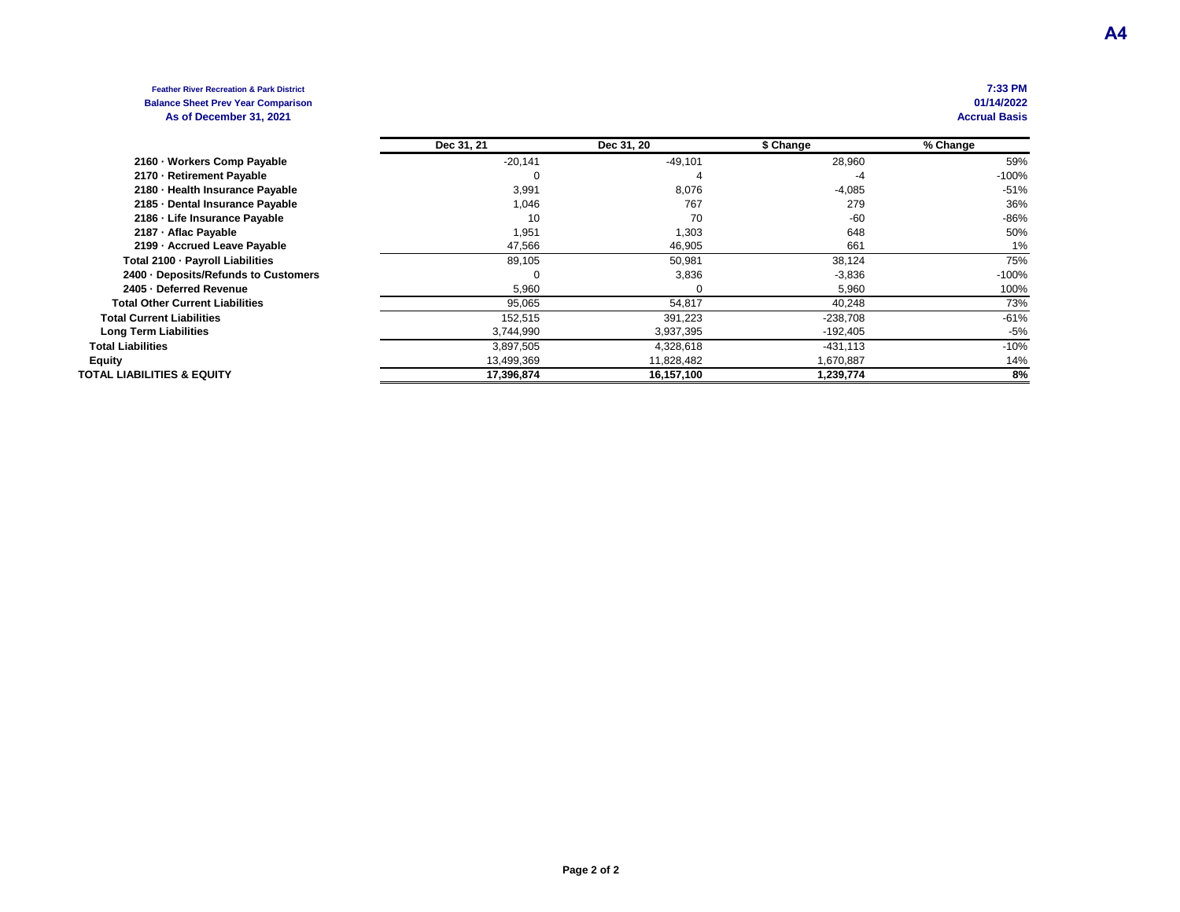A4

**Feather River Recreation & Park District**
**Balance Sheet Prev Year Comparison**
**As of December 31, 2021**

**7:33 PM**
**01/14/2022**
**Accrual Basis**

| | Dec 31, 21 | Dec 31, 20 | $ Change | % Change |
|---|---|---|---|---|
| **2160 · Workers Comp Payable** | -20,141 | -49,101 | 28,960 | 59% |
| **2170 · Retirement Payable** | 0 | 4 | -4 | -100% |
| **2180 · Health Insurance Payable** | 3,991 | 8,076 | -4,085 | -51% |
| **2185 · Dental Insurance Payable** | 1,046 | 767 | 279 | 36% |
| **2186 · Life Insurance Payable** | 10 | 70 | -60 | -86% |
| **2187 · Aflac Payable** | 1,951 | 1,303 | 648 | 50% |
| **2199 · Accrued Leave Payable** | 47,566 | 46,905 | 661 | 1% |
| **Total 2100 · Payroll Liabilities** | 89,105 | 50,981 | 38,124 | 75% |
| **2400 · Deposits/Refunds to Customers** | 0 | 3,836 | -3,836 | -100% |
| **2405 · Deferred Revenue** | 5,960 | 0 | 5,960 | 100% |
| **Total Other Current Liabilities** | 95,065 | 54,817 | 40,248 | 73% |
| **Total Current Liabilities** | 152,515 | 391,223 | -238,708 | -61% |
| **Long Term Liabilities** | 3,744,990 | 3,937,395 | -192,405 | -5% |
| **Total Liabilities** | 3,897,505 | 4,328,618 | -431,113 | -10% |
| **Equity** | 13,499,369 | 11,828,482 | 1,670,887 | 14% |
| **TOTAL LIABILITIES & EQUITY** | **17,396,874** | **16,157,100** | **1,239,774** | **8%** |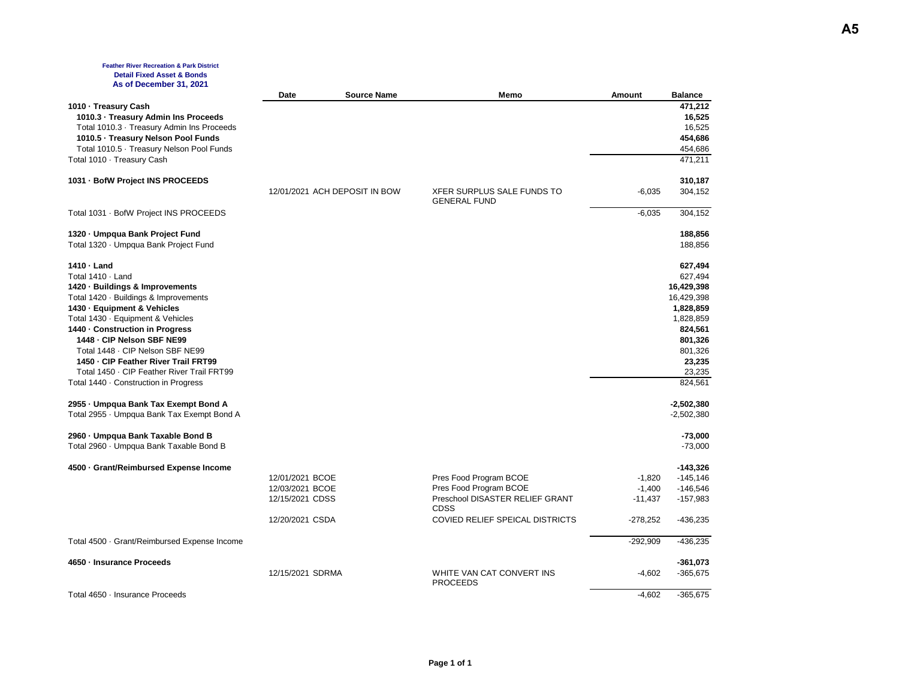A5

**Feather River Recreation & Park District**
**Detail Fixed Asset & Bonds**
**As of December 31, 2021**

| | Date | Source Name | Memo | Amount | Balance |
|---|---|---|---|---|---|
| **1010 · Treasury Cash** | | | | | **471,212** |
| **1010.3 · Treasury Admin Ins Proceeds** | | | | | **16,525** |
| Total 1010.3 · Treasury Admin Ins Proceeds | | | | | 16,525 |
| **1010.5 · Treasury Nelson Pool Funds** | | | | | **454,686** |
| Total 1010.5 · Treasury Nelson Pool Funds | | | | | 454,686 |
| Total 1010 · Treasury Cash | | | | | 471,211 |
| **1031 · BofW Project INS PROCEEDS** | | | | | **310,187** |
| | 12/01/2021 | ACH DEPOSIT IN BOW | XFER SURPLUS SALE FUNDS TO GENERAL FUND | -6,035 | 304,152 |
| Total 1031 · BofW Project INS PROCEEDS | | | | -6,035 | 304,152 |
| **1320 · Umpqua Bank Project Fund** | | | | | **188,856** |
| Total 1320 · Umpqua Bank Project Fund | | | | | 188,856 |
| **1410 · Land** | | | | | **627,494** |
| Total 1410 · Land | | | | | 627,494 |
| **1420 · Buildings & Improvements** | | | | | **16,429,398** |
| Total 1420 · Buildings & Improvements | | | | | 16,429,398 |
| **1430 · Equipment & Vehicles** | | | | | **1,828,859** |
| Total 1430 · Equipment & Vehicles | | | | | 1,828,859 |
| **1440 · Construction in Progress** | | | | | **824,561** |
| **1448 · CIP Nelson SBF NE99** | | | | | **801,326** |
| Total 1448 · CIP Nelson SBF NE99 | | | | | 801,326 |
| **1450 · CIP Feather River Trail FRT99** | | | | | **23,235** |
| Total 1450 · CIP Feather River Trail FRT99 | | | | | 23,235 |
| Total 1440 · Construction in Progress | | | | | 824,561 |
| **2955 · Umpqua Bank Tax Exempt Bond A** | | | | | **-2,502,380** |
| Total 2955 · Umpqua Bank Tax Exempt Bond A | | | | | -2,502,380 |
| **2960 · Umpqua Bank Taxable Bond B** | | | | | **-73,000** |
| Total 2960 · Umpqua Bank Taxable Bond B | | | | | -73,000 |
| **4500 · Grant/Reimbursed Expense Income** | | | | | **-143,326** |
| | 12/01/2021 | BCOE | Pres Food Program BCOE | -1,820 | -145,146 |
| | 12/03/2021 | BCOE | Pres Food Program BCOE | -1,400 | -146,546 |
| | 12/15/2021 | CDSS | Preschool DISASTER RELIEF GRANT CDSS | -11,437 | -157,983 |
| | 12/20/2021 | CSDA | COVIED RELIEF SPEICAL DISTRICTS | -278,252 | -436,235 |
| Total 4500 · Grant/Reimbursed Expense Income | | | | -292,909 | -436,235 |
| **4650 · Insurance Proceeds** | | | | | **-361,073** |
| | 12/15/2021 | SDRMA | WHITE VAN CAT CONVERT INS PROCEEDS | -4,602 | -365,675 |
| Total 4650 · Insurance Proceeds | | | | -4,602 | -365,675 |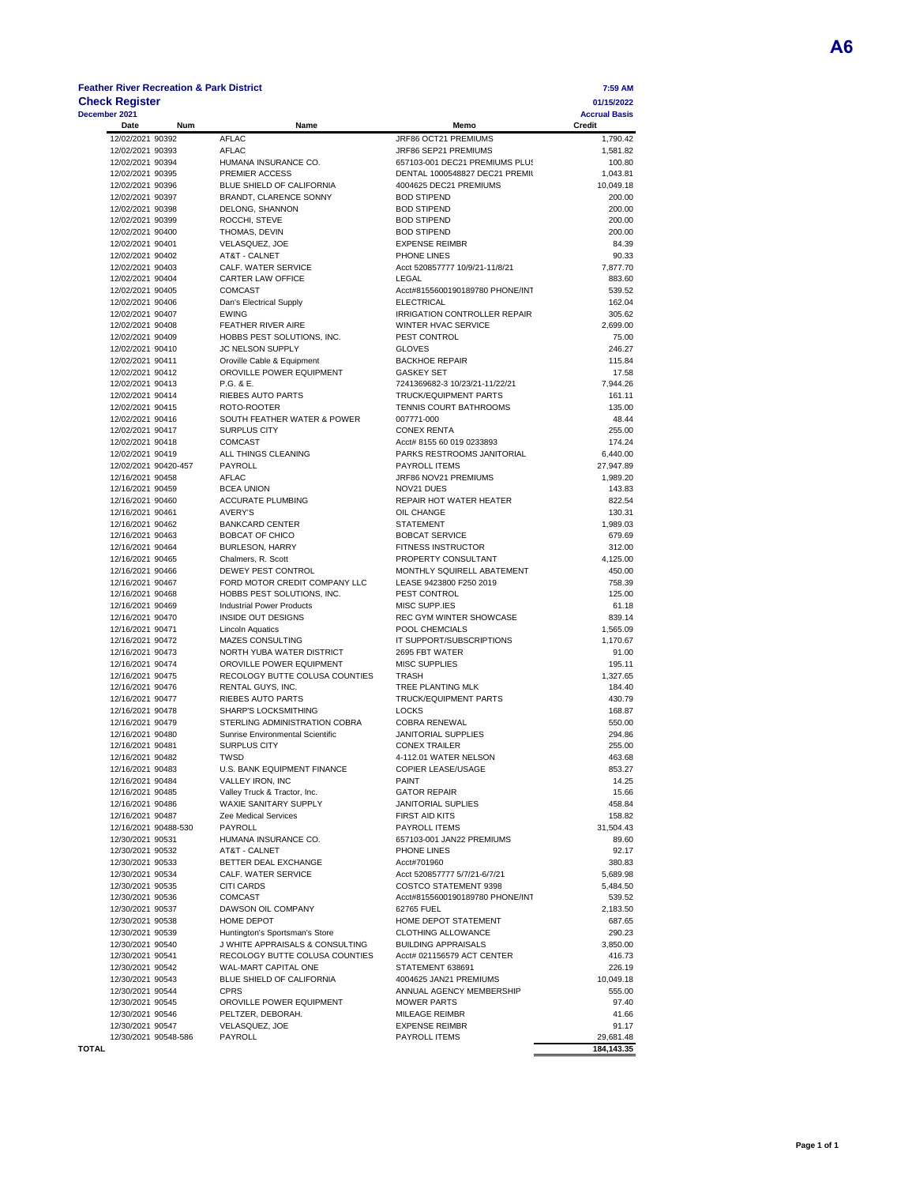**A6**

**Feather River Recreation & Park District** 7:59 AM

**Check Register** 01/15/2022

**December 2021** **Accrual Basis**

| Date | Num | Name | Memo | Credit |
|---|---|---|---|---|
| 12/02/2021 | 90392 | AFLAC | JRF86 OCT21 PREMIUMS | 1,790.42 |
| 12/02/2021 | 90393 | AFLAC | JRF86 SEP21 PREMIUMS | 1,581.82 |
| 12/02/2021 | 90394 | HUMANA INSURANCE CO. | 657103-001 DEC21 PREMIUMS PLUS | 100.80 |
| 12/02/2021 | 90395 | PREMIER ACCESS | DENTAL 1000548827 DEC21 PREMIU | 1,043.81 |
| 12/02/2021 | 90396 | BLUE SHIELD OF CALIFORNIA | 4004625 DEC21 PREMIUMS | 10,049.18 |
| 12/02/2021 | 90397 | BRANDT, CLARENCE SONNY | BOD STIPEND | 200.00 |
| 12/02/2021 | 90398 | DELONG, SHANNON | BOD STIPEND | 200.00 |
| 12/02/2021 | 90399 | ROCCHI, STEVE | BOD STIPEND | 200.00 |
| 12/02/2021 | 90400 | THOMAS, DEVIN | BOD STIPEND | 200.00 |
| 12/02/2021 | 90401 | VELASQUEZ, JOE | EXPENSE REIMBR | 84.39 |
| 12/02/2021 | 90402 | AT&T - CALNET | PHONE LINES | 90.33 |
| 12/02/2021 | 90403 | CALF. WATER SERVICE | Acct 520857777 10/9/21-11/8/21 | 7,877.70 |
| 12/02/2021 | 90404 | CARTER LAW OFFICE | LEGAL | 883.60 |
| 12/02/2021 | 90405 | COMCAST | Acct#8155600190189780 PHONE/INT | 539.52 |
| 12/02/2021 | 90406 | Dan's Electrical Supply | ELECTRICAL | 162.04 |
| 12/02/2021 | 90407 | EWING | IRRIGATION CONTROLLER REPAIR | 305.62 |
| 12/02/2021 | 90408 | FEATHER RIVER AIRE | WINTER HVAC SERVICE | 2,699.00 |
| 12/02/2021 | 90409 | HOBBS PEST SOLUTIONS, INC. | PEST CONTROL | 75.00 |
| 12/02/2021 | 90410 | JC NELSON SUPPLY | GLOVES | 246.27 |
| 12/02/2021 | 90411 | Oroville Cable & Equipment | BACKHOE REPAIR | 115.84 |
| 12/02/2021 | 90412 | OROVILLE POWER EQUIPMENT | GASKEY SET | 17.58 |
| 12/02/2021 | 90413 | P.G. & E. | 7241369682-3 10/23/21-11/22/21 | 7,944.26 |
| 12/02/2021 | 90414 | RIEBES AUTO PARTS | TRUCK/EQUIPMENT PARTS | 161.11 |
| 12/02/2021 | 90415 | ROTO-ROOTER | TENNIS COURT BATHROOMS | 135.00 |
| 12/02/2021 | 90416 | SOUTH FEATHER WATER & POWER | 007771-000 | 48.44 |
| 12/02/2021 | 90417 | SURPLUS CITY | CONEX RENTA | 255.00 |
| 12/02/2021 | 90418 | COMCAST | Acct# 8155 60 019 0233893 | 174.24 |
| 12/02/2021 | 90419 | ALL THINGS CLEANING | PARKS RESTROOMS JANITORIAL | 6,440.00 |
| 12/02/2021 | 90420-457 | PAYROLL | PAYROLL ITEMS | 27,947.89 |
| 12/16/2021 | 90458 | AFLAC | JRF86 NOV21 PREMIUMS | 1,989.20 |
| 12/16/2021 | 90459 | BCEA UNION | NOV21 DUES | 143.83 |
| 12/16/2021 | 90460 | ACCURATE PLUMBING | REPAIR HOT WATER HEATER | 822.54 |
| 12/16/2021 | 90461 | AVERY'S | OIL CHANGE | 130.31 |
| 12/16/2021 | 90462 | BANKCARD CENTER | STATEMENT | 1,989.03 |
| 12/16/2021 | 90463 | BOBCAT OF CHICO | BOBCAT SERVICE | 679.69 |
| 12/16/2021 | 90464 | BURLESON, HARRY | FITNESS INSTRUCTOR | 312.00 |
| 12/16/2021 | 90465 | Chalmers, R. Scott | PROPERTY CONSULTANT | 4,125.00 |
| 12/16/2021 | 90466 | DEWEY PEST CONTROL | MONTHLY SQUIRELL ABATEMENT | 450.00 |
| 12/16/2021 | 90467 | FORD MOTOR CREDIT COMPANY LLC | LEASE 9423800 F250 2019 | 758.39 |
| 12/16/2021 | 90468 | HOBBS PEST SOLUTIONS, INC. | PEST CONTROL | 125.00 |
| 12/16/2021 | 90469 | Industrial Power Products | MISC SUPP.IES | 61.18 |
| 12/16/2021 | 90470 | INSIDE OUT DESIGNS | REC GYM WINTER SHOWCASE | 839.14 |
| 12/16/2021 | 90471 | Lincoln Aquatics | POOL CHEMCIALS | 1,565.09 |
| 12/16/2021 | 90472 | MAZES CONSULTING | IT SUPPORT/SUBSCRIPTIONS | 1,170.67 |
| 12/16/2021 | 90473 | NORTH YUBA WATER DISTRICT | 2695 FBT WATER | 91.00 |
| 12/16/2021 | 90474 | OROVILLE POWER EQUIPMENT | MISC SUPPLIES | 195.11 |
| 12/16/2021 | 90475 | RECOLOGY BUTTE COLUSA COUNTIES | TRASH | 1,327.65 |
| 12/16/2021 | 90476 | RENTAL GUYS, INC. | TREE PLANTING MLK | 184.40 |
| 12/16/2021 | 90477 | RIEBES AUTO PARTS | TRUCK/EQUIPMENT PARTS | 430.79 |
| 12/16/2021 | 90478 | SHARP'S LOCKSMITHING | LOCKS | 168.87 |
| 12/16/2021 | 90479 | STERLING ADMINISTRATION COBRA | COBRA RENEWAL | 550.00 |
| 12/16/2021 | 90480 | Sunrise Environmental Scientific | JANITORIAL SUPPLIES | 294.86 |
| 12/16/2021 | 90481 | SURPLUS CITY | CONEX TRAILER | 255.00 |
| 12/16/2021 | 90482 | TWSD | 4-112.01 WATER NELSON | 463.68 |
| 12/16/2021 | 90483 | U.S. BANK EQUIPMENT FINANCE | COPIER LEASE/USAGE | 853.27 |
| 12/16/2021 | 90484 | VALLEY IRON, INC | PAINT | 14.25 |
| 12/16/2021 | 90485 | Valley Truck & Tractor, Inc. | GATOR REPAIR | 15.66 |
| 12/16/2021 | 90486 | WAXIE SANITARY SUPPLY | JANITORIAL SUPLIES | 458.84 |
| 12/16/2021 | 90487 | Zee Medical Services | FIRST AID KITS | 158.82 |
| 12/16/2021 | 90488-530 | PAYROLL | PAYROLL ITEMS | 31,504.43 |
| 12/30/2021 | 90531 | HUMANA INSURANCE CO. | 657103-001 JAN22 PREMIUMS | 89.60 |
| 12/30/2021 | 90532 | AT&T - CALNET | PHONE LINES | 92.17 |
| 12/30/2021 | 90533 | BETTER DEAL EXCHANGE | Acct#701960 | 380.83 |
| 12/30/2021 | 90534 | CALF. WATER SERVICE | Acct 520857777 5/7/21-6/7/21 | 5,689.98 |
| 12/30/2021 | 90535 | CITI CARDS | COSTCO STATEMENT 9398 | 5,484.50 |
| 12/30/2021 | 90536 | COMCAST | Acct#8155600190189780 PHONE/INT | 539.52 |
| 12/30/2021 | 90537 | DAWSON OIL COMPANY | 62765 FUEL | 2,183.50 |
| 12/30/2021 | 90538 | HOME DEPOT | HOME DEPOT STATEMENT | 687.65 |
| 12/30/2021 | 90539 | Huntington's Sportsman's Store | CLOTHING ALLOWANCE | 290.23 |
| 12/30/2021 | 90540 | J WHITE APPRAISALS & CONSULTING | BUILDING APPRAISALS | 3,850.00 |
| 12/30/2021 | 90541 | RECOLOGY BUTTE COLUSA COUNTIES | Acct# 021156579 ACT CENTER | 416.73 |
| 12/30/2021 | 90542 | WAL-MART CAPITAL ONE | STATEMENT 638691 | 226.19 |
| 12/30/2021 | 90543 | BLUE SHIELD OF CALIFORNIA | 4004625 JAN21 PREMIUMS | 10,049.18 |
| 12/30/2021 | 90544 | CPRS | ANNUAL AGENCY MEMBERSHIP | 555.00 |
| 12/30/2021 | 90545 | OROVILLE POWER EQUIPMENT | MOWER PARTS | 97.40 |
| 12/30/2021 | 90546 | PELTZER, DEBORAH. | MILEAGE REIMBR | 41.66 |
| 12/30/2021 | 90547 | VELASQUEZ, JOE | EXPENSE REIMBR | 91.17 |
| 12/30/2021 | 90548-586 | PAYROLL | PAYROLL ITEMS | 29,681.48 |
| **TOTAL** | | | | **184,143.35** |